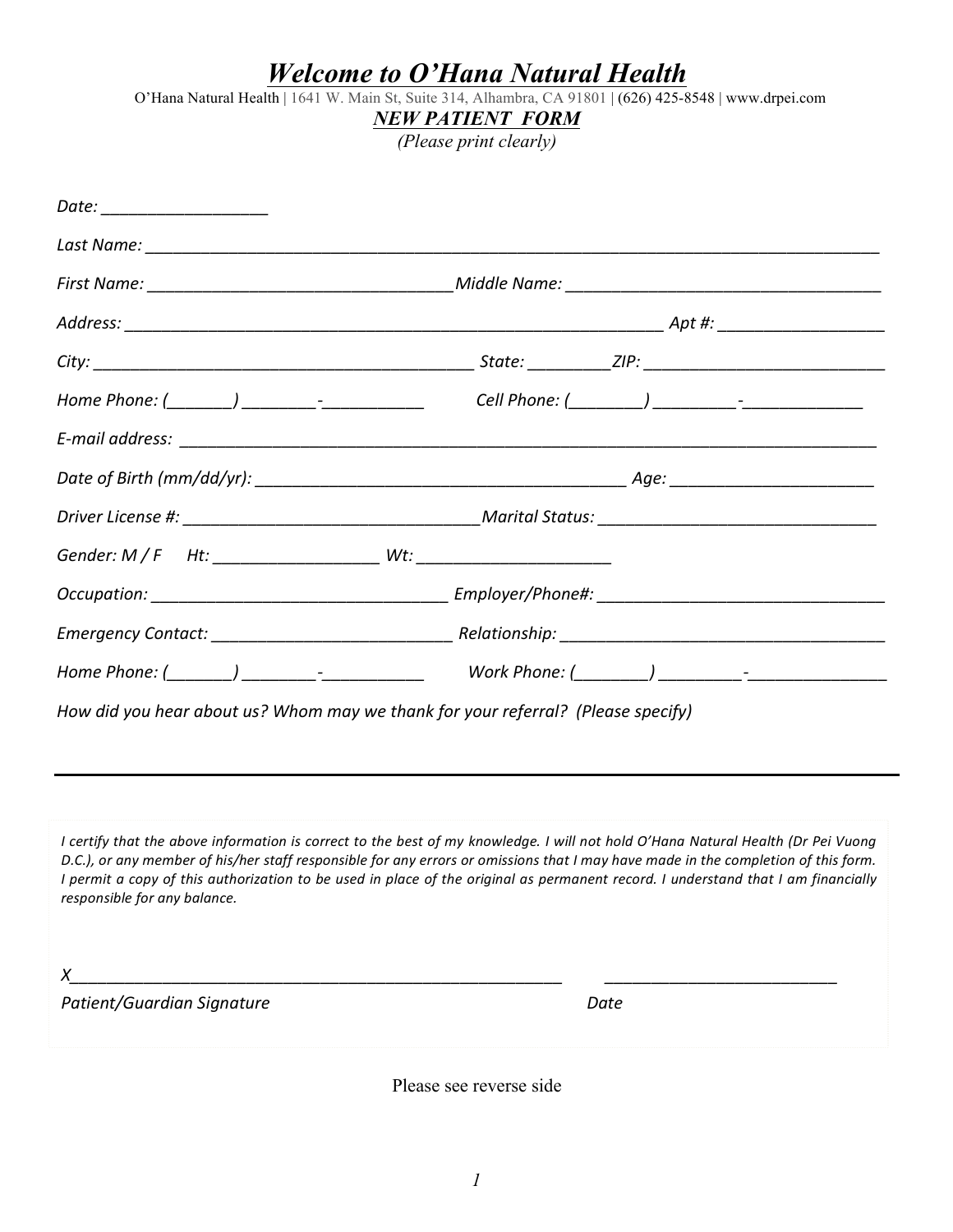# *Welcome to O'Hana Natural Health*

O'Hana Natural Health | 1641 W. Main St, Suite 314, Alhambra, CA 91801 | (626) 425-8548 | www.drpei.com

## *NEW PATIENT FORM*

*(Please print clearly)*

*Date:* ___________________

*Last Name:* ___________________________________________________________________________________

*First Name:* __________________________________ *Middle Name:* ___________________________________

*Address:* ____________________________________________________________ *Apt #:* __________________

*City:* ___________________________________________ *State:* _________ *ZIP:* ___________________________

*Home Phone:* (_______) ________-___________ *Cell Phone:* (________) _________-_____________

*E-mail address:* ___________________________________________________________________________

*Date of Birth (mm/dd/yr):* _________________________________________ *Age:* ______________________

*Driver License #:* _________________________________ *Marital Status:* _______________________________

*Gender: M / F* *Ht:* __________________ *Wt:* _____________________

*Occupation:* ________________________________ *Employer/Phone#:* _______________________________

*Emergency Contact:* __________________________ *Relationship:* ____________________________________

*Home Phone:* (_______) ________-___________ *Work Phone:* (________) _________-_______________

*How did you hear about us? Whom may we thank for your referral? (Please specify)*

---

*I certify that the above information is correct to the best of my knowledge. I will not hold O'Hana Natural Health (Dr Pei Vuong D.C.), or any member of his/her staff responsible for any errors or omissions that I may have made in the completion of this form. I permit a copy of this authorization to be used in place of the original as permanent record. I understand that I am financially responsible for any balance.*

*X*_______________________________________________________ __________________________

*Patient/Guardian Signature* *Date*

Please see reverse side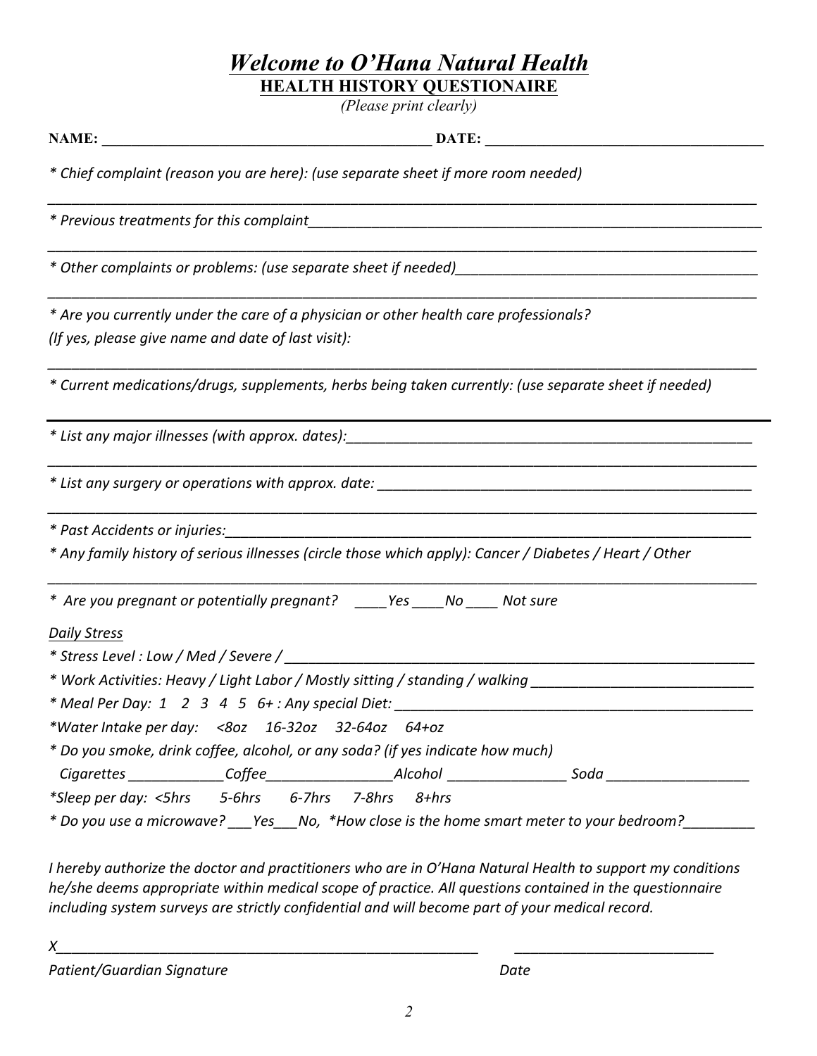# *Welcome to O'Hana Natural Health*

**HEALTH HISTORY QUESTIONAIRE**

*(Please print clearly)*

**NAME:** ____________________________________________ **DATE:** ___________________________________

*\* Chief complaint (reason you are here): (use separate sheet if more room needed)*

______________________________________________________________________________________________

*\* Previous treatments for this complaint*____________________________________________________________

______________________________________________________________________________________________

*\* Other complaints or problems: (use separate sheet if needed)*______________________________________

______________________________________________________________________________________________

*\* Are you currently under the care of a physician or other health care professionals?*
*(If yes, please give name and date of last visit):*

______________________________________________________________________________________________

*\* Current medications/drugs, supplements, herbs being taken currently: (use separate sheet if needed)*

______________________________________________________________________________________________

*\* List any major illnesses (with approx. dates):*_____________________________________________________

______________________________________________________________________________________________

*\* List any surgery or operations with approx. date:* _________________________________________________

______________________________________________________________________________________________

*\* Past Accidents or injuries:*______________________________________________________________________

*\* Any family history of serious illnesses (circle those which apply): Cancer / Diabetes / Heart / Other*

______________________________________________________________________________________________

*\* Are you pregnant or potentially pregnant?* ____*Yes* ____*No* ____ *Not sure*

*Daily Stress*

*\* Stress Level : Low / Med / Severe /* ____________________________________________________________

*\* Work Activities: Heavy / Light Labor / Mostly sitting / standing / walking* ___________________________

*\* Meal Per Day: 1 2 3 4 5 6+ : Any special Diet:* _______________________________________________

*\*Water Intake per day: <8oz 16-32oz 32-64oz 64+oz*

*\* Do you smoke, drink coffee, alcohol, or any soda? (if yes indicate how much)*

*Cigarettes* ____________*Coffee*________________*Alcohol* _______________ *Soda* __________________

*\*Sleep per day: <5hrs 5-6hrs 6-7hrs 7-8hrs 8+hrs*

*\* Do you use a microwave?* ___*Yes*___*No, \*How close is the home smart meter to your bedroom?*_________

*I hereby authorize the doctor and practitioners who are in O'Hana Natural Health to support my conditions he/she deems appropriate within medical scope of practice. All questions contained in the questionnaire including system surveys are strictly confidential and will become part of your medical record.*

*X*_______________________________________________________ __________________________

*Patient/Guardian Signature* *Date*